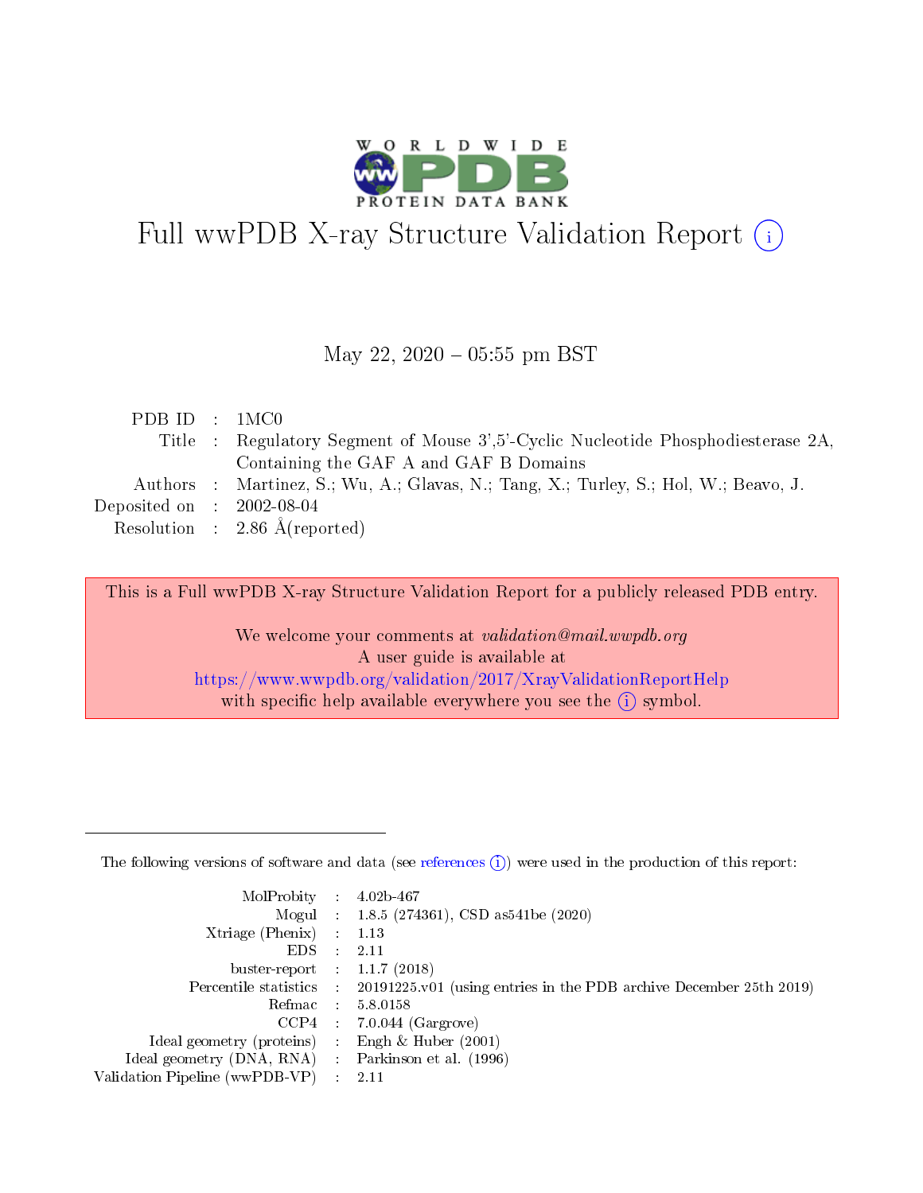# Full wwPDB X-ray Structure Validation Report (i)

May 22, 2020 – 05:55 pm BST

| | | |
|---|---|---|
| PDB ID | : | 1MC0 |
| Title | : | Regulatory Segment of Mouse 3',5'-Cyclic Nucleotide Phosphodiesterase 2A, Containing the GAF A and GAF B Domains |
| Authors | : | Martinez, S.; Wu, A.; Glavas, N.; Tang, X.; Turley, S.; Hol, W.; Beavo, J. |
| Deposited on | : | 2002-08-04 |
| Resolution | : | 2.86 Å(reported) |

This is a Full wwPDB X-ray Structure Validation Report for a publicly released PDB entry.

We welcome your comments at *validation@mail.wwpdb.org*
A user guide is available at
https://www.wwpdb.org/validation/2017/XrayValidationReportHelp
with specific help available everywhere you see the (i) symbol.

---

The following versions of software and data (see references (i)) were used in the production of this report:

| | | |
|---|---|---|
| MolProbity | : | 4.02b-467 |
| Mogul | : | 1.8.5 (274361), CSD as541be (2020) |
| Xtriage (Phenix) | : | 1.13 |
| EDS | : | 2.11 |
| buster-report | : | 1.1.7 (2018) |
| Percentile statistics | : | 20191225.v01 (using entries in the PDB archive December 25th 2019) |
| Refmac | : | 5.8.0158 |
| CCP4 | : | 7.0.044 (Gargrove) |
| Ideal geometry (proteins) | : | Engh & Huber (2001) |
| Ideal geometry (DNA, RNA) | : | Parkinson et al. (1996) |
| Validation Pipeline (wwPDB-VP) | : | 2.11 |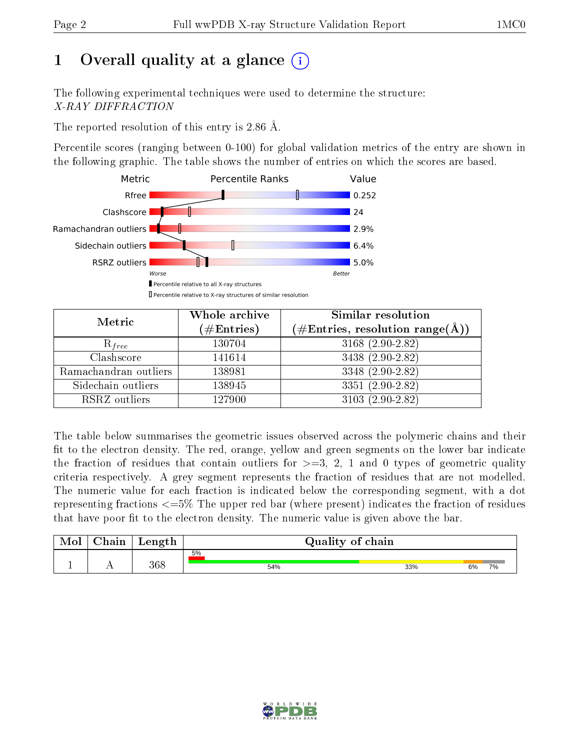# 1 Overall quality at a glance (i)

The following experimental techniques were used to determine the structure:
*X-RAY DIFFRACTION*

The reported resolution of this entry is 2.86 Å.

Percentile scores (ranging between 0-100) for global validation metrics of the entry are shown in the following graphic. The table shows the number of entries on which the scores are based.

| Metric | Value |
|---|---|
| Rfree | 0.252 |
| Clashscore | 24 |
| Ramachandran outliers | 2.9% |
| Sidechain outliers | 6.4% |
| RSRZ outliers | 5.0% |

Worse — Better

Percentile relative to all X-ray structures

Percentile relative to X-ray structures of similar resolution

| Metric | Whole archive (#Entries) | Similar resolution (#Entries, resolution range(Å)) |
|---|---|---|
| $R_{free}$ | 130704 | 3168 (2.90-2.82) |
| Clashscore | 141614 | 3438 (2.90-2.82) |
| Ramachandran outliers | 138981 | 3348 (2.90-2.82) |
| Sidechain outliers | 138945 | 3351 (2.90-2.82) |
| RSRZ outliers | 127900 | 3103 (2.90-2.82) |

The table below summarises the geometric issues observed across the polymeric chains and their fit to the electron density. The red, orange, yellow and green segments on the lower bar indicate the fraction of residues that contain outliers for >=3, 2, 1 and 0 types of geometric quality criteria respectively. A grey segment represents the fraction of residues that are not modelled. The numeric value for each fraction is indicated below the corresponding segment, with a dot representing fractions <=5% The upper red bar (where present) indicates the fraction of residues that have poor fit to the electron density. The numeric value is given above the bar.

| Mol | Chain | Length | Quality of chain |
|---|---|---|---|
| 1 | A | 368 | 5% (poor fit); 54%, 33%, 6%, 7% |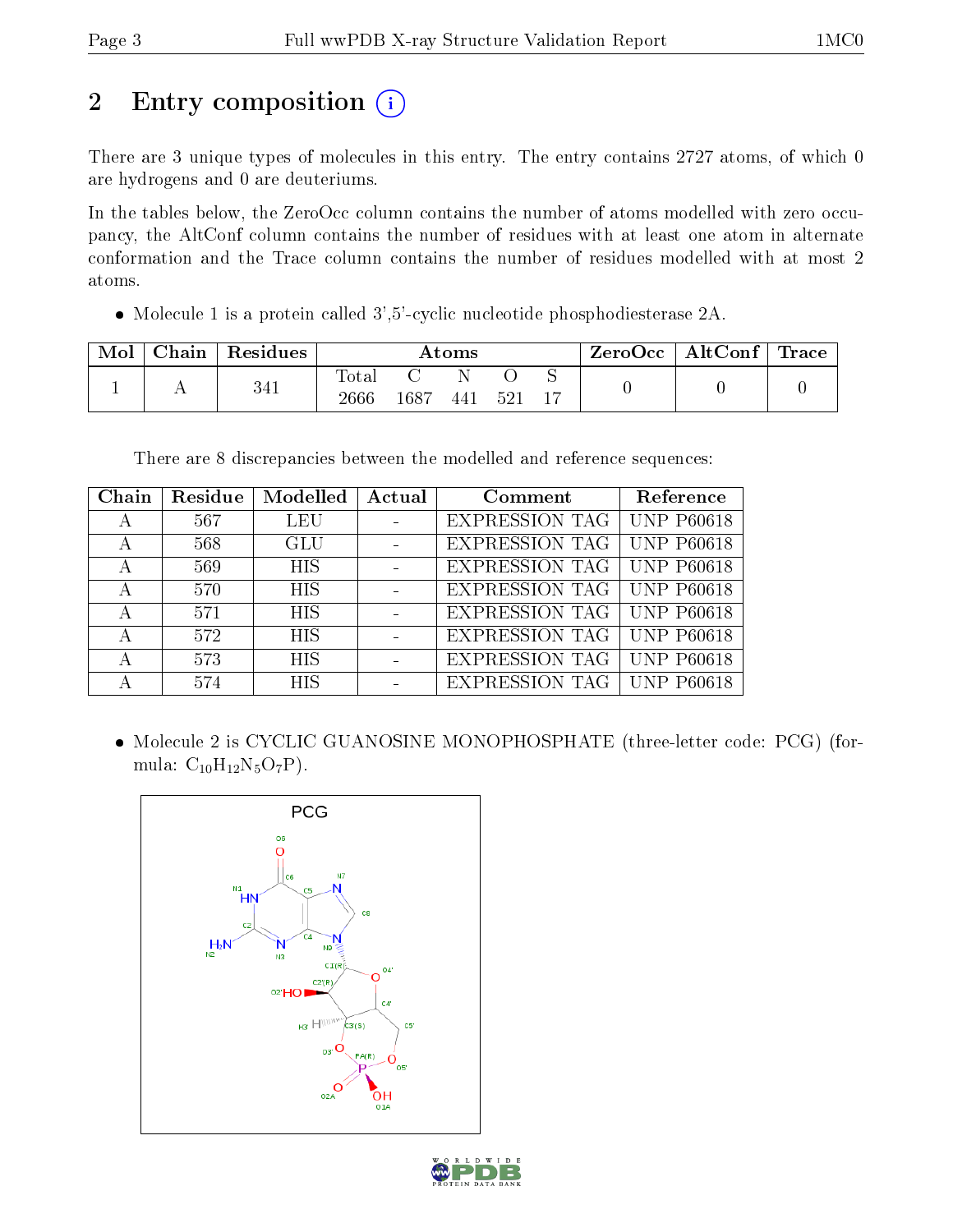# 2 Entry composition

There are 3 unique types of molecules in this entry. The entry contains 2727 atoms, of which 0 are hydrogens and 0 are deuteriums.

In the tables below, the ZeroOcc column contains the number of atoms modelled with zero occupancy, the AltConf column contains the number of residues with at least one atom in alternate conformation and the Trace column contains the number of residues modelled with at most 2 atoms.

- Molecule 1 is a protein called 3',5'-cyclic nucleotide phosphodiesterase 2A.

| Mol | Chain | Residues | Atoms | | | | | ZeroOcc | AltConf | Trace |
|---|---|---|---|---|---|---|---|---|---|---|
| | | | Total | C | N | O | S | | | |
| 1 | A | 341 | 2666 | 1687 | 441 | 521 | 17 | 0 | 0 | 0 |

There are 8 discrepancies between the modelled and reference sequences:

| Chain | Residue | Modelled | Actual | Comment | Reference |
|---|---|---|---|---|---|
| A | 567 | LEU | - | EXPRESSION TAG | UNP P60618 |
| A | 568 | GLU | - | EXPRESSION TAG | UNP P60618 |
| A | 569 | HIS | - | EXPRESSION TAG | UNP P60618 |
| A | 570 | HIS | - | EXPRESSION TAG | UNP P60618 |
| A | 571 | HIS | - | EXPRESSION TAG | UNP P60618 |
| A | 572 | HIS | - | EXPRESSION TAG | UNP P60618 |
| A | 573 | HIS | - | EXPRESSION TAG | UNP P60618 |
| A | 574 | HIS | - | EXPRESSION TAG | UNP P60618 |

- Molecule 2 is CYCLIC GUANOSINE MONOPHOSPHATE (three-letter code: PCG) (formula: $C_{10}H_{12}N_5O_7P$).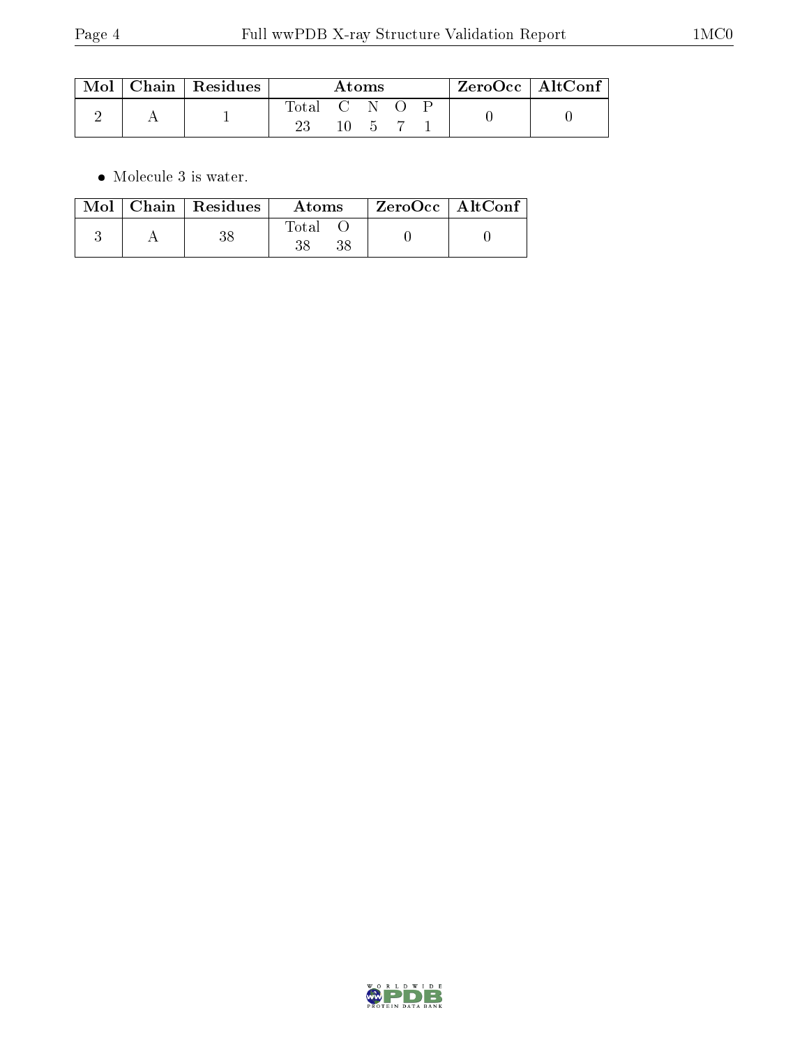| Mol | Chain | Residues | Atoms | | | | | ZeroOcc | AltConf |
|---|---|---|---|---|---|---|---|---|---|
| | | | Total | C | N | O | P | | |
| 2 | A | 1 | 23 | 10 | 5 | 7 | 1 | 0 | 0 |

- Molecule 3 is water.

| Mol | Chain | Residues | Atoms | | ZeroOcc | AltConf |
|---|---|---|---|---|---|---|
| | | | Total | O | | |
| 3 | A | 38 | 38 | 38 | 0 | 0 |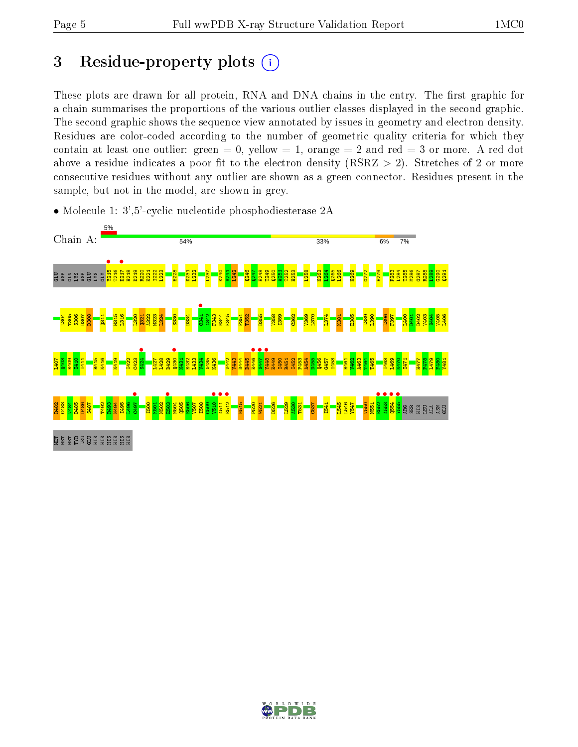# 3 Residue-property plots

These plots are drawn for all protein, RNA and DNA chains in the entry. The first graphic for a chain summarises the proportions of the various outlier classes displayed in the second graphic. The second graphic shows the sequence view annotated by issues in geometry and electron density. Residues are color-coded according to the number of geometric quality criteria for which they contain at least one outlier: green = 0, yellow = 1, orange = 2 and red = 3 or more. A red dot above a residue indicates a poor fit to the electron density (RSRZ > 2). Stretches of 2 or more consecutive residues without any outlier are shown as a green connector. Residues present in the sample, but not in the model, are shown in grey.

- Molecule 1: 3',5'-cyclic nucleotide phosphodiesterase 2A

Chain A: 5% | 54% | 33% | 6% | 7%

GLU ASP GLN LYS ASP GLU LYS GLY Y215 T216 D217 H218 D219 R220 K221 I222 L223 E228 D231 L232 L237 K240 V241 L242 Q246 Q247 E248 T249 Q250 A251 T252 H253 L258 N263 L264 Q265 L266 K269 G272 E279 P283 L284 T285 M286 G287 R288 L289 G290 Q291

I304 T305 S306 D307 D308 Q311 M315 L316 L320 Q321 A322 N323 L324 S330 D334 C341 A342 F343 N344 K345 F351 T352 D355 V358 I359 C362 V369 L370 L374 K381 E385 L389 L390 I396 F397 L400 P401 D402 V403 S404 V405 L406

L407 Q408 E409 I410 I411 R415 N416 N419 I422 C423 S424 L427 L428 D429 Q430 N431 E432 L433 V434 A435 K436 V442 V443 D444 D445 E446 S447 Y448 E449 I450 R451 L452 P453 A454 D455 Q456 G457 I458 H461 V462 A463 T464 T465 I468 L469 M470 I471 H477 F478 L479 F480 Y481

R482 G483 V494 D485 D486 S487 T492 R493 N494 I495 L496 C497 I500 K501 N502 E503 N504 Q505 E506 V507 I508 G509 V510 A511 E512 N515 P520 W521 D526 L529 A530 T531 C537 I541 L545 L546 Y547 V550 N551 E552 A553 Q554 Y555 ARG SER HIS LEU ALA ASN GLU

MET MET MET TYR LEU GLU HIS HIS HIS HIS HIS HIS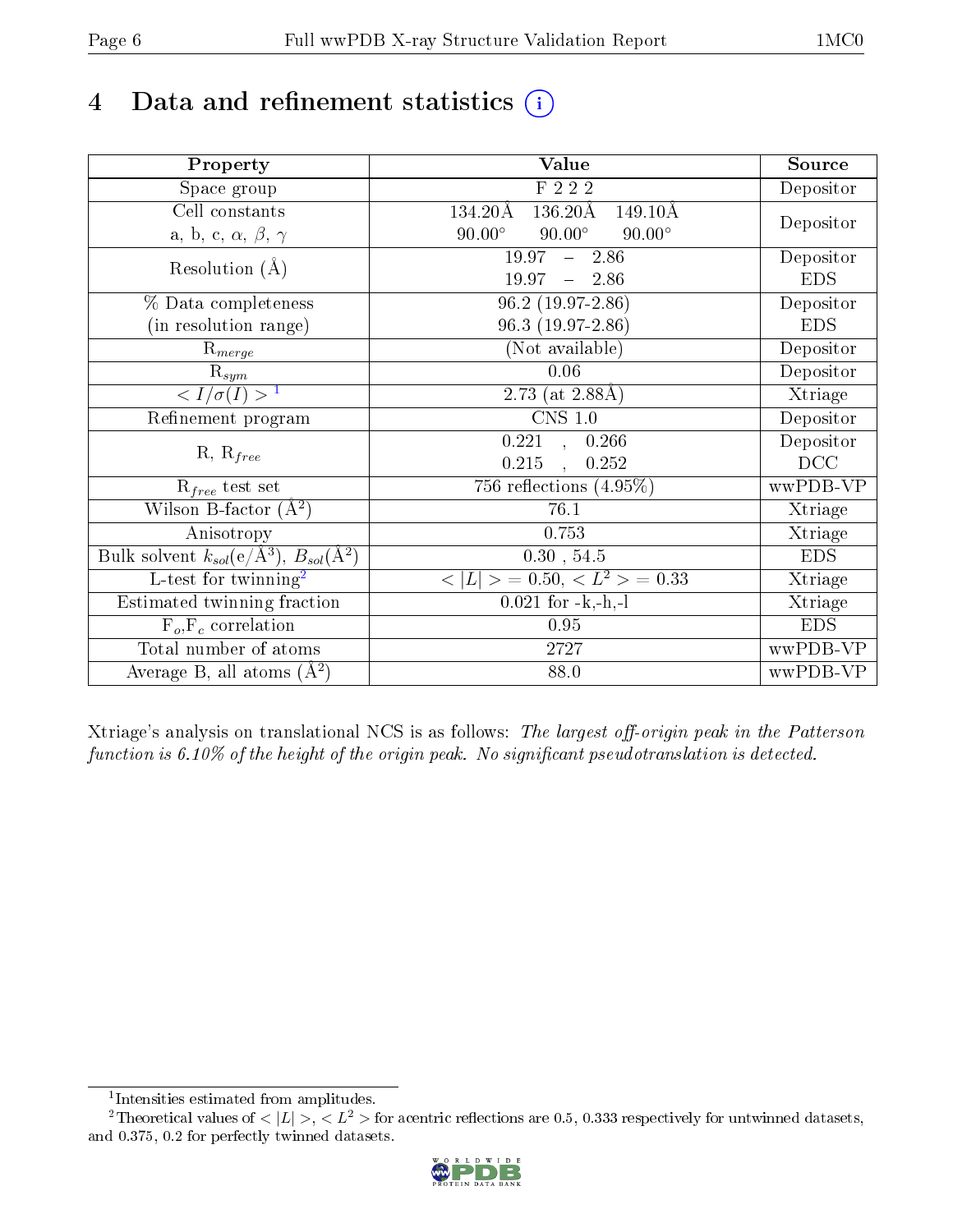# 4 Data and refinement statistics

| Property | Value | Source |
|---|---|---|
| Space group | F 2 2 2 | Depositor |
| Cell constants<br>a, b, c, $\alpha$, $\beta$, $\gamma$ | 134.20Å 136.20Å 149.10Å<br>90.00° 90.00° 90.00° | Depositor |
| Resolution (Å) | 19.97 – 2.86<br>19.97 – 2.86 | Depositor<br>EDS |
| % Data completeness<br>(in resolution range) | 96.2 (19.97-2.86)<br>96.3 (19.97-2.86) | Depositor<br>EDS |
| $R_{merge}$ | (Not available) | Depositor |
| $R_{sym}$ | 0.06 | Depositor |
| $< I/\sigma(I) >$ [1] | 2.73 (at 2.88Å) | Xtriage |
| Refinement program | CNS 1.0 | Depositor |
| R, $R_{free}$ | 0.221 , 0.266<br>0.215 , 0.252 | Depositor<br>DCC |
| $R_{free}$ test set | 756 reflections (4.95%) | wwPDB-VP |
| Wilson B-factor (Å$^2$) | 76.1 | Xtriage |
| Anisotropy | 0.753 | Xtriage |
| Bulk solvent $k_{sol}$(e/Å$^3$), $B_{sol}$(Å$^2$) | 0.30 , 54.5 | EDS |
| L-test for twinning[2] | $< \lvert L \rvert >$ = 0.50, $< L^2 >$ = 0.33 | Xtriage |
| Estimated twinning fraction | 0.021 for -k,-h,-l | Xtriage |
| $F_o$,$F_c$ correlation | 0.95 | EDS |
| Total number of atoms | 2727 | wwPDB-VP |
| Average B, all atoms (Å$^2$) | 88.0 | wwPDB-VP |

Xtriage's analysis on translational NCS is as follows: *The largest off-origin peak in the Patterson function is 6.10% of the height of the origin peak. No significant pseudotranslation is detected.*

[1] Intensities estimated from amplitudes.

[2] Theoretical values of $< \lvert L \rvert >$, $< L^2 >$ for acentric reflections are 0.5, 0.333 respectively for untwinned datasets, and 0.375, 0.2 for perfectly twinned datasets.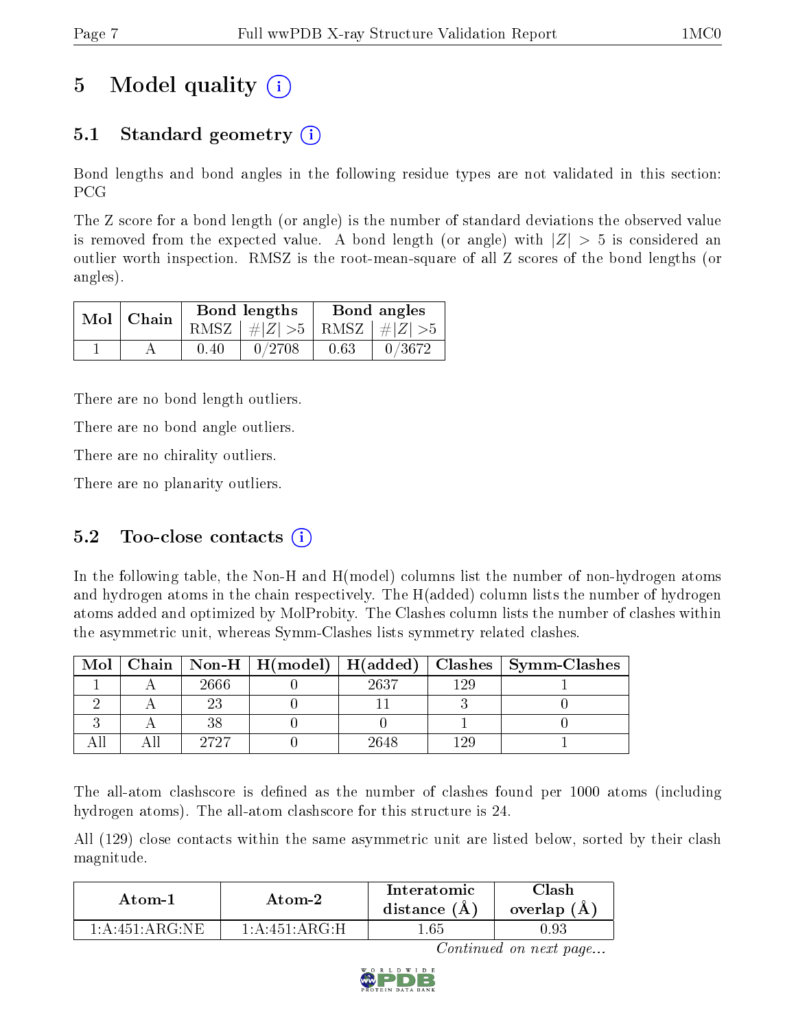# 5 Model quality

## 5.1 Standard geometry

Bond lengths and bond angles in the following residue types are not validated in this section: PCG

The Z score for a bond length (or angle) is the number of standard deviations the observed value is removed from the expected value. A bond length (or angle) with $|Z| > 5$ is considered an outlier worth inspection. RMSZ is the root-mean-square of all Z scores of the bond lengths (or angles).

| Mol | Chain | Bond lengths | | Bond angles | |
|---|---|---|---|---|---|
| | | RMSZ | $\#\|Z\| > 5$ | RMSZ | $\#\|Z\| > 5$ |
| 1 | A | 0.40 | 0/2708 | 0.63 | 0/3672 |

There are no bond length outliers.

There are no bond angle outliers.

There are no chirality outliers.

There are no planarity outliers.

## 5.2 Too-close contacts

In the following table, the Non-H and H(model) columns list the number of non-hydrogen atoms and hydrogen atoms in the chain respectively. The H(added) column lists the number of hydrogen atoms added and optimized by MolProbity. The Clashes column lists the number of clashes within the asymmetric unit, whereas Symm-Clashes lists symmetry related clashes.

| Mol | Chain | Non-H | H(model) | H(added) | Clashes | Symm-Clashes |
|---|---|---|---|---|---|---|
| 1 | A | 2666 | 0 | 2637 | 129 | 1 |
| 2 | A | 23 | 0 | 11 | 3 | 0 |
| 3 | A | 38 | 0 | 0 | 1 | 0 |
| All | All | 2727 | 0 | 2648 | 129 | 1 |

The all-atom clashscore is defined as the number of clashes found per 1000 atoms (including hydrogen atoms). The all-atom clashscore for this structure is 24.

All (129) close contacts within the same asymmetric unit are listed below, sorted by their clash magnitude.

| Atom-1 | Atom-2 | Interatomic distance (Å) | Clash overlap (Å) |
|---|---|---|---|
| 1:A:451:ARG:NE | 1:A:451:ARG:H | 1.65 | 0.93 |

*Continued on next page...*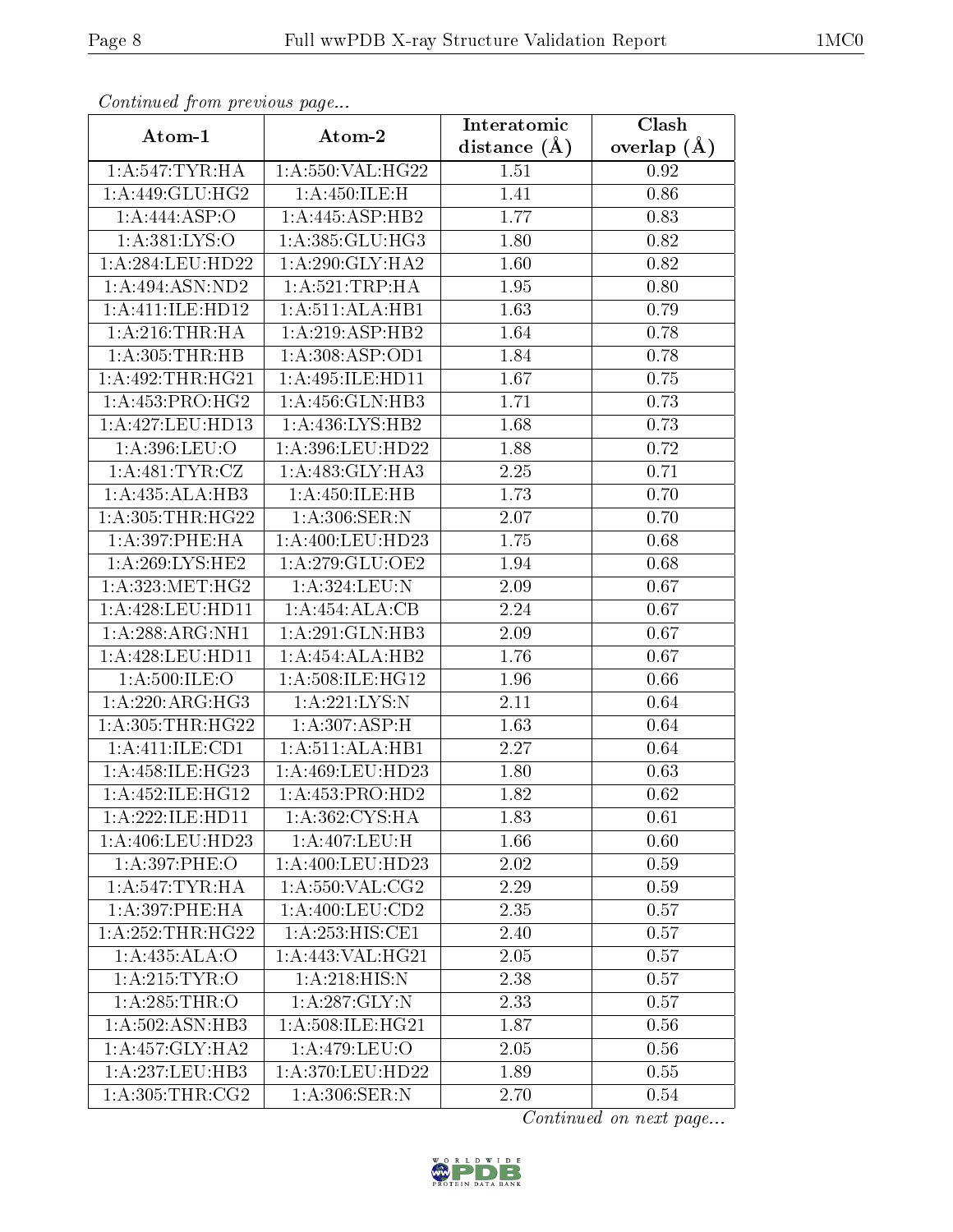*Continued from previous page...*

| Atom-1 | Atom-2 | Interatomic distance (Å) | Clash overlap (Å) |
|---|---|---|---|
| 1:A:547:TYR:HA | 1:A:550:VAL:HG22 | 1.51 | 0.92 |
| 1:A:449:GLU:HG2 | 1:A:450:ILE:H | 1.41 | 0.86 |
| 1:A:444:ASP:O | 1:A:445:ASP:HB2 | 1.77 | 0.83 |
| 1:A:381:LYS:O | 1:A:385:GLU:HG3 | 1.80 | 0.82 |
| 1:A:284:LEU:HD22 | 1:A:290:GLY:HA2 | 1.60 | 0.82 |
| 1:A:494:ASN:ND2 | 1:A:521:TRP:HA | 1.95 | 0.80 |
| 1:A:411:ILE:HD12 | 1:A:511:ALA:HB1 | 1.63 | 0.79 |
| 1:A:216:THR:HA | 1:A:219:ASP:HB2 | 1.64 | 0.78 |
| 1:A:305:THR:HB | 1:A:308:ASP:OD1 | 1.84 | 0.78 |
| 1:A:492:THR:HG21 | 1:A:495:ILE:HD11 | 1.67 | 0.75 |
| 1:A:453:PRO:HG2 | 1:A:456:GLN:HB3 | 1.71 | 0.73 |
| 1:A:427:LEU:HD13 | 1:A:436:LYS:HB2 | 1.68 | 0.73 |
| 1:A:396:LEU:O | 1:A:396:LEU:HD22 | 1.88 | 0.72 |
| 1:A:481:TYR:CZ | 1:A:483:GLY:HA3 | 2.25 | 0.71 |
| 1:A:435:ALA:HB3 | 1:A:450:ILE:HB | 1.73 | 0.70 |
| 1:A:305:THR:HG22 | 1:A:306:SER:N | 2.07 | 0.70 |
| 1:A:397:PHE:HA | 1:A:400:LEU:HD23 | 1.75 | 0.68 |
| 1:A:269:LYS:HE2 | 1:A:279:GLU:OE2 | 1.94 | 0.68 |
| 1:A:323:MET:HG2 | 1:A:324:LEU:N | 2.09 | 0.67 |
| 1:A:428:LEU:HD11 | 1:A:454:ALA:CB | 2.24 | 0.67 |
| 1:A:288:ARG:NH1 | 1:A:291:GLN:HB3 | 2.09 | 0.67 |
| 1:A:428:LEU:HD11 | 1:A:454:ALA:HB2 | 1.76 | 0.67 |
| 1:A:500:ILE:O | 1:A:508:ILE:HG12 | 1.96 | 0.66 |
| 1:A:220:ARG:HG3 | 1:A:221:LYS:N | 2.11 | 0.64 |
| 1:A:305:THR:HG22 | 1:A:307:ASP:H | 1.63 | 0.64 |
| 1:A:411:ILE:CD1 | 1:A:511:ALA:HB1 | 2.27 | 0.64 |
| 1:A:458:ILE:HG23 | 1:A:469:LEU:HD23 | 1.80 | 0.63 |
| 1:A:452:ILE:HG12 | 1:A:453:PRO:HD2 | 1.82 | 0.62 |
| 1:A:222:ILE:HD11 | 1:A:362:CYS:HA | 1.83 | 0.61 |
| 1:A:406:LEU:HD23 | 1:A:407:LEU:H | 1.66 | 0.60 |
| 1:A:397:PHE:O | 1:A:400:LEU:HD23 | 2.02 | 0.59 |
| 1:A:547:TYR:HA | 1:A:550:VAL:CG2 | 2.29 | 0.59 |
| 1:A:397:PHE:HA | 1:A:400:LEU:CD2 | 2.35 | 0.57 |
| 1:A:252:THR:HG22 | 1:A:253:HIS:CE1 | 2.40 | 0.57 |
| 1:A:435:ALA:O | 1:A:443:VAL:HG21 | 2.05 | 0.57 |
| 1:A:215:TYR:O | 1:A:218:HIS:N | 2.38 | 0.57 |
| 1:A:285:THR:O | 1:A:287:GLY:N | 2.33 | 0.57 |
| 1:A:502:ASN:HB3 | 1:A:508:ILE:HG21 | 1.87 | 0.56 |
| 1:A:457:GLY:HA2 | 1:A:479:LEU:O | 2.05 | 0.56 |
| 1:A:237:LEU:HB3 | 1:A:370:LEU:HD22 | 1.89 | 0.55 |
| 1:A:305:THR:CG2 | 1:A:306:SER:N | 2.70 | 0.54 |

*Continued on next page...*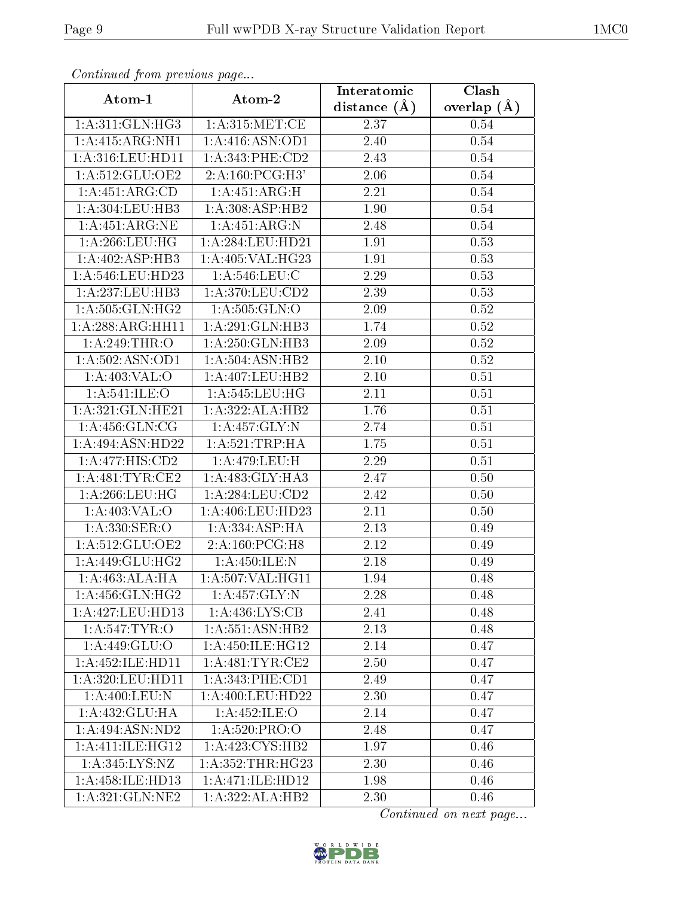*Continued from previous page...*

| Atom-1 | Atom-2 | Interatomic distance (Å) | Clash overlap (Å) |
| --- | --- | --- | --- |
| 1:A:311:GLN:HG3 | 1:A:315:MET:CE | 2.37 | 0.54 |
| 1:A:415:ARG:NH1 | 1:A:416:ASN:OD1 | 2.40 | 0.54 |
| 1:A:316:LEU:HD11 | 1:A:343:PHE:CD2 | 2.43 | 0.54 |
| 1:A:512:GLU:OE2 | 2:A:160:PCG:H3' | 2.06 | 0.54 |
| 1:A:451:ARG:CD | 1:A:451:ARG:H | 2.21 | 0.54 |
| 1:A:304:LEU:HB3 | 1:A:308:ASP:HB2 | 1.90 | 0.54 |
| 1:A:451:ARG:NE | 1:A:451:ARG:N | 2.48 | 0.54 |
| 1:A:266:LEU:HG | 1:A:284:LEU:HD21 | 1.91 | 0.53 |
| 1:A:402:ASP:HB3 | 1:A:405:VAL:HG23 | 1.91 | 0.53 |
| 1:A:546:LEU:HD23 | 1:A:546:LEU:C | 2.29 | 0.53 |
| 1:A:237:LEU:HB3 | 1:A:370:LEU:CD2 | 2.39 | 0.53 |
| 1:A:505:GLN:HG2 | 1:A:505:GLN:O | 2.09 | 0.52 |
| 1:A:288:ARG:HH11 | 1:A:291:GLN:HB3 | 1.74 | 0.52 |
| 1:A:249:THR:O | 1:A:250:GLN:HB3 | 2.09 | 0.52 |
| 1:A:502:ASN:OD1 | 1:A:504:ASN:HB2 | 2.10 | 0.52 |
| 1:A:403:VAL:O | 1:A:407:LEU:HB2 | 2.10 | 0.51 |
| 1:A:541:ILE:O | 1:A:545:LEU:HG | 2.11 | 0.51 |
| 1:A:321:GLN:HE21 | 1:A:322:ALA:HB2 | 1.76 | 0.51 |
| 1:A:456:GLN:CG | 1:A:457:GLY:N | 2.74 | 0.51 |
| 1:A:494:ASN:HD22 | 1:A:521:TRP:HA | 1.75 | 0.51 |
| 1:A:477:HIS:CD2 | 1:A:479:LEU:H | 2.29 | 0.51 |
| 1:A:481:TYR:CE2 | 1:A:483:GLY:HA3 | 2.47 | 0.50 |
| 1:A:266:LEU:HG | 1:A:284:LEU:CD2 | 2.42 | 0.50 |
| 1:A:403:VAL:O | 1:A:406:LEU:HD23 | 2.11 | 0.50 |
| 1:A:330:SER:O | 1:A:334:ASP:HA | 2.13 | 0.49 |
| 1:A:512:GLU:OE2 | 2:A:160:PCG:H8 | 2.12 | 0.49 |
| 1:A:449:GLU:HG2 | 1:A:450:ILE:N | 2.18 | 0.49 |
| 1:A:463:ALA:HA | 1:A:507:VAL:HG11 | 1.94 | 0.48 |
| 1:A:456:GLN:HG2 | 1:A:457:GLY:N | 2.28 | 0.48 |
| 1:A:427:LEU:HD13 | 1:A:436:LYS:CB | 2.41 | 0.48 |
| 1:A:547:TYR:O | 1:A:551:ASN:HB2 | 2.13 | 0.48 |
| 1:A:449:GLU:O | 1:A:450:ILE:HG12 | 2.14 | 0.47 |
| 1:A:452:ILE:HD11 | 1:A:481:TYR:CE2 | 2.50 | 0.47 |
| 1:A:320:LEU:HD11 | 1:A:343:PHE:CD1 | 2.49 | 0.47 |
| 1:A:400:LEU:N | 1:A:400:LEU:HD22 | 2.30 | 0.47 |
| 1:A:432:GLU:HA | 1:A:452:ILE:O | 2.14 | 0.47 |
| 1:A:494:ASN:ND2 | 1:A:520:PRO:O | 2.48 | 0.47 |
| 1:A:411:ILE:HG12 | 1:A:423:CYS:HB2 | 1.97 | 0.46 |
| 1:A:345:LYS:NZ | 1:A:352:THR:HG23 | 2.30 | 0.46 |
| 1:A:458:ILE:HD13 | 1:A:471:ILE:HD12 | 1.98 | 0.46 |
| 1:A:321:GLN:NE2 | 1:A:322:ALA:HB2 | 2.30 | 0.46 |

*Continued on next page...*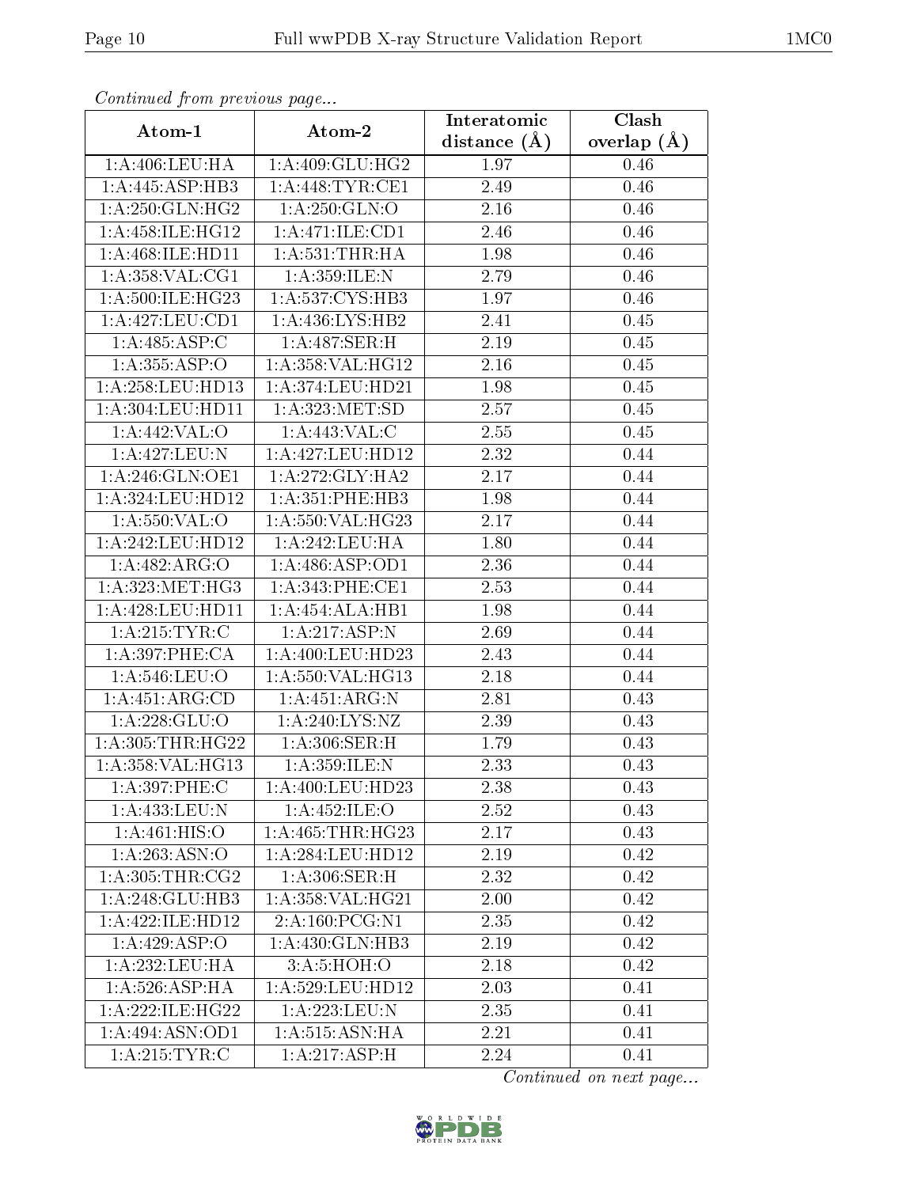*Continued from previous page...*

| Atom-1 | Atom-2 | Interatomic distance (Å) | Clash overlap (Å) |
|---|---|---|---|
| 1:A:406:LEU:HA | 1:A:409:GLU:HG2 | 1.97 | 0.46 |
| 1:A:445:ASP:HB3 | 1:A:448:TYR:CE1 | 2.49 | 0.46 |
| 1:A:250:GLN:HG2 | 1:A:250:GLN:O | 2.16 | 0.46 |
| 1:A:458:ILE:HG12 | 1:A:471:ILE:CD1 | 2.46 | 0.46 |
| 1:A:468:ILE:HD11 | 1:A:531:THR:HA | 1.98 | 0.46 |
| 1:A:358:VAL:CG1 | 1:A:359:ILE:N | 2.79 | 0.46 |
| 1:A:500:ILE:HG23 | 1:A:537:CYS:HB3 | 1.97 | 0.46 |
| 1:A:427:LEU:CD1 | 1:A:436:LYS:HB2 | 2.41 | 0.45 |
| 1:A:485:ASP:C | 1:A:487:SER:H | 2.19 | 0.45 |
| 1:A:355:ASP:O | 1:A:358:VAL:HG12 | 2.16 | 0.45 |
| 1:A:258:LEU:HD13 | 1:A:374:LEU:HD21 | 1.98 | 0.45 |
| 1:A:304:LEU:HD11 | 1:A:323:MET:SD | 2.57 | 0.45 |
| 1:A:442:VAL:O | 1:A:443:VAL:C | 2.55 | 0.45 |
| 1:A:427:LEU:N | 1:A:427:LEU:HD12 | 2.32 | 0.44 |
| 1:A:246:GLN:OE1 | 1:A:272:GLY:HA2 | 2.17 | 0.44 |
| 1:A:324:LEU:HD12 | 1:A:351:PHE:HB3 | 1.98 | 0.44 |
| 1:A:550:VAL:O | 1:A:550:VAL:HG23 | 2.17 | 0.44 |
| 1:A:242:LEU:HD12 | 1:A:242:LEU:HA | 1.80 | 0.44 |
| 1:A:482:ARG:O | 1:A:486:ASP:OD1 | 2.36 | 0.44 |
| 1:A:323:MET:HG3 | 1:A:343:PHE:CE1 | 2.53 | 0.44 |
| 1:A:428:LEU:HD11 | 1:A:454:ALA:HB1 | 1.98 | 0.44 |
| 1:A:215:TYR:C | 1:A:217:ASP:N | 2.69 | 0.44 |
| 1:A:397:PHE:CA | 1:A:400:LEU:HD23 | 2.43 | 0.44 |
| 1:A:546:LEU:O | 1:A:550:VAL:HG13 | 2.18 | 0.44 |
| 1:A:451:ARG:CD | 1:A:451:ARG:N | 2.81 | 0.43 |
| 1:A:228:GLU:O | 1:A:240:LYS:NZ | 2.39 | 0.43 |
| 1:A:305:THR:HG22 | 1:A:306:SER:H | 1.79 | 0.43 |
| 1:A:358:VAL:HG13 | 1:A:359:ILE:N | 2.33 | 0.43 |
| 1:A:397:PHE:C | 1:A:400:LEU:HD23 | 2.38 | 0.43 |
| 1:A:433:LEU:N | 1:A:452:ILE:O | 2.52 | 0.43 |
| 1:A:461:HIS:O | 1:A:465:THR:HG23 | 2.17 | 0.43 |
| 1:A:263:ASN:O | 1:A:284:LEU:HD12 | 2.19 | 0.42 |
| 1:A:305:THR:CG2 | 1:A:306:SER:H | 2.32 | 0.42 |
| 1:A:248:GLU:HB3 | 1:A:358:VAL:HG21 | 2.00 | 0.42 |
| 1:A:422:ILE:HD12 | 2:A:160:PCG:N1 | 2.35 | 0.42 |
| 1:A:429:ASP:O | 1:A:430:GLN:HB3 | 2.19 | 0.42 |
| 1:A:232:LEU:HA | 3:A:5:HOH:O | 2.18 | 0.42 |
| 1:A:526:ASP:HA | 1:A:529:LEU:HD12 | 2.03 | 0.41 |
| 1:A:222:ILE:HG22 | 1:A:223:LEU:N | 2.35 | 0.41 |
| 1:A:494:ASN:OD1 | 1:A:515:ASN:HA | 2.21 | 0.41 |
| 1:A:215:TYR:C | 1:A:217:ASP:H | 2.24 | 0.41 |

*Continued on next page...*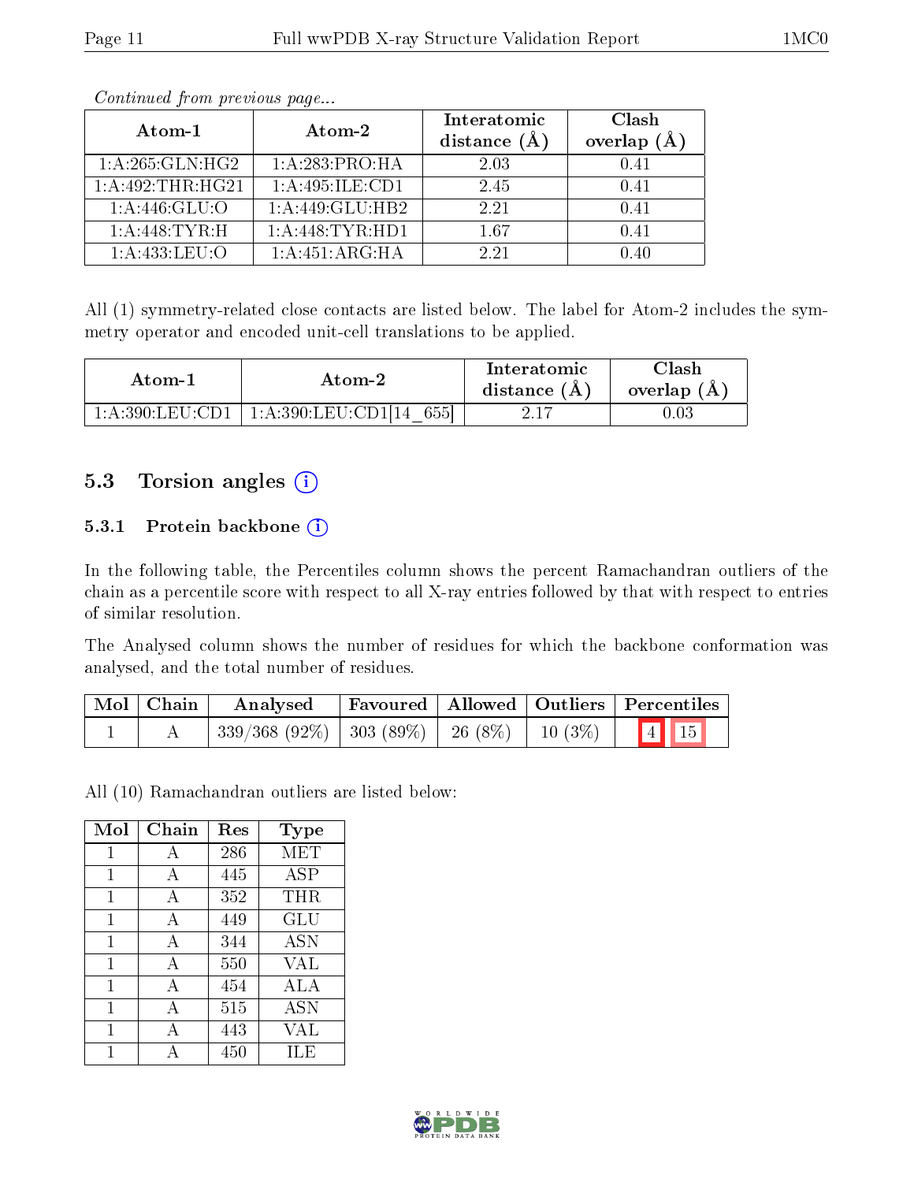*Continued from previous page...*

| Atom-1 | Atom-2 | Interatomic distance (Å) | Clash overlap (Å) |
|---|---|---|---|
| 1:A:265:GLN:HG2 | 1:A:283:PRO:HA | 2.03 | 0.41 |
| 1:A:492:THR:HG21 | 1:A:495:ILE:CD1 | 2.45 | 0.41 |
| 1:A:446:GLU:O | 1:A:449:GLU:HB2 | 2.21 | 0.41 |
| 1:A:448:TYR:H | 1:A:448:TYR:HD1 | 1.67 | 0.41 |
| 1:A:433:LEU:O | 1:A:451:ARG:HA | 2.21 | 0.40 |

All (1) symmetry-related close contacts are listed below. The label for Atom-2 includes the symmetry operator and encoded unit-cell translations to be applied.

| Atom-1 | Atom-2 | Interatomic distance (Å) | Clash overlap (Å) |
|---|---|---|---|
| 1:A:390:LEU:CD1 | 1:A:390:LEU:CD1[14_655] | 2.17 | 0.03 |

## 5.3 Torsion angles

### 5.3.1 Protein backbone

In the following table, the Percentiles column shows the percent Ramachandran outliers of the chain as a percentile score with respect to all X-ray entries followed by that with respect to entries of similar resolution.

The Analysed column shows the number of residues for which the backbone conformation was analysed, and the total number of residues.

| Mol | Chain | Analysed | Favoured | Allowed | Outliers | Percentiles | |
|---|---|---|---|---|---|---|---|
| 1 | A | 339/368 (92%) | 303 (89%) | 26 (8%) | 10 (3%) | 4 | 15 |

All (10) Ramachandran outliers are listed below:

| Mol | Chain | Res | Type |
|---|---|---|---|
| 1 | A | 286 | MET |
| 1 | A | 445 | ASP |
| 1 | A | 352 | THR |
| 1 | A | 449 | GLU |
| 1 | A | 344 | ASN |
| 1 | A | 550 | VAL |
| 1 | A | 454 | ALA |
| 1 | A | 515 | ASN |
| 1 | A | 443 | VAL |
| 1 | A | 450 | ILE |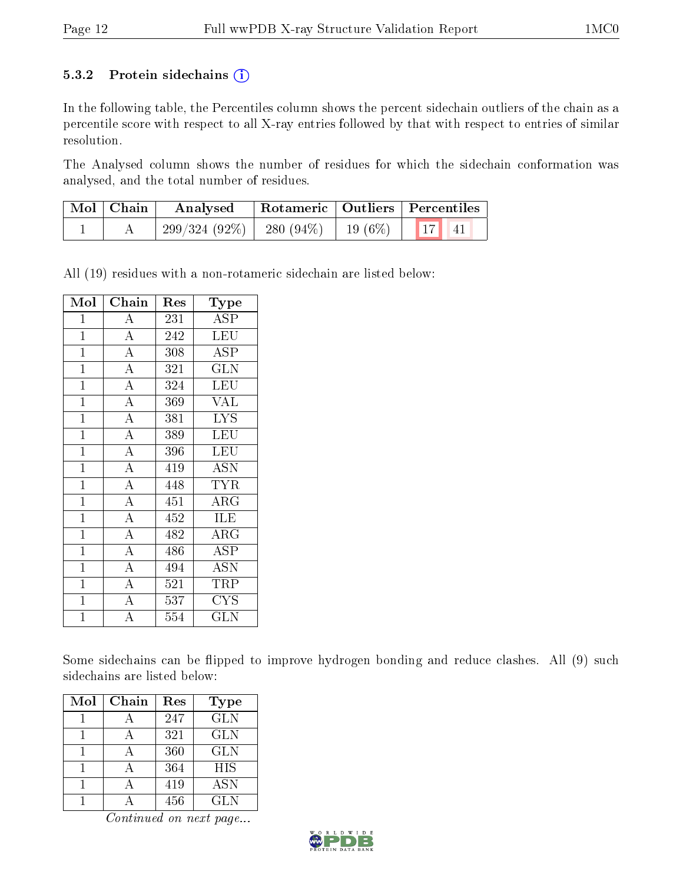### 5.3.2 Protein sidechains (i)

In the following table, the Percentiles column shows the percent sidechain outliers of the chain as a percentile score with respect to all X-ray entries followed by that with respect to entries of similar resolution.

The Analysed column shows the number of residues for which the sidechain conformation was analysed, and the total number of residues.

| Mol | Chain | Analysed | Rotameric | Outliers | Percentiles | |
|---|---|---|---|---|---|---|
| 1 | A | 299/324 (92%) | 280 (94%) | 19 (6%) | 17 | 41 |

All (19) residues with a non-rotameric sidechain are listed below:

| Mol | Chain | Res | Type |
|---|---|---|---|
| 1 | A | 231 | ASP |
| 1 | A | 242 | LEU |
| 1 | A | 308 | ASP |
| 1 | A | 321 | GLN |
| 1 | A | 324 | LEU |
| 1 | A | 369 | VAL |
| 1 | A | 381 | LYS |
| 1 | A | 389 | LEU |
| 1 | A | 396 | LEU |
| 1 | A | 419 | ASN |
| 1 | A | 448 | TYR |
| 1 | A | 451 | ARG |
| 1 | A | 452 | ILE |
| 1 | A | 482 | ARG |
| 1 | A | 486 | ASP |
| 1 | A | 494 | ASN |
| 1 | A | 521 | TRP |
| 1 | A | 537 | CYS |
| 1 | A | 554 | GLN |

Some sidechains can be flipped to improve hydrogen bonding and reduce clashes. All (9) such sidechains are listed below:

| Mol | Chain | Res | Type |
|---|---|---|---|
| 1 | A | 247 | GLN |
| 1 | A | 321 | GLN |
| 1 | A | 360 | GLN |
| 1 | A | 364 | HIS |
| 1 | A | 419 | ASN |
| 1 | A | 456 | GLN |

*Continued on next page...*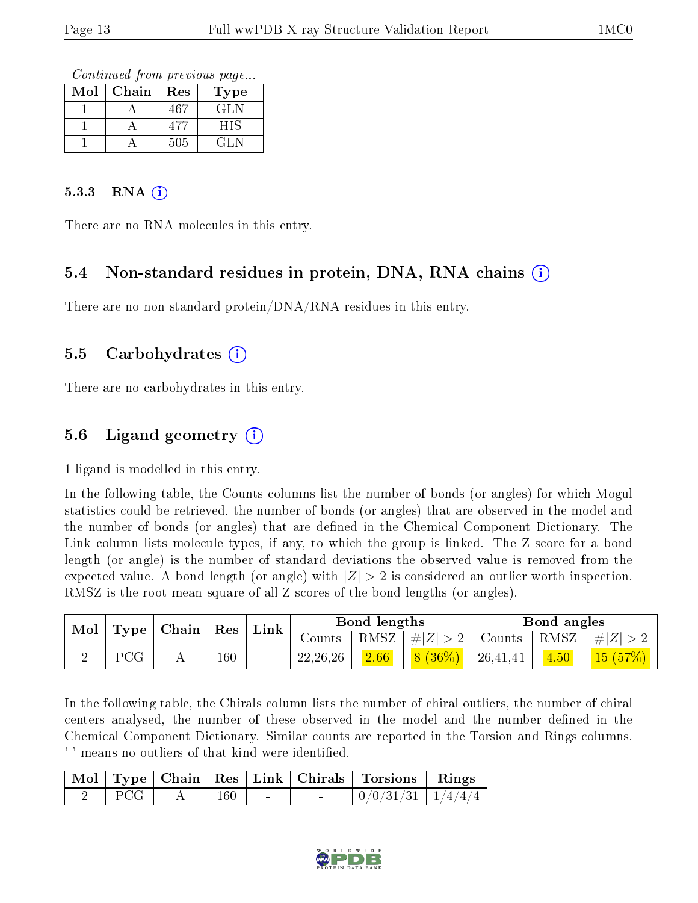*Continued from previous page...*

| Mol | Chain | Res | Type |
|---|---|---|---|
| 1 | A | 467 | GLN |
| 1 | A | 477 | HIS |
| 1 | A | 505 | GLN |

#### 5.3.3 RNA (i)

There are no RNA molecules in this entry.

### 5.4 Non-standard residues in protein, DNA, RNA chains (i)

There are no non-standard protein/DNA/RNA residues in this entry.

### 5.5 Carbohydrates (i)

There are no carbohydrates in this entry.

### 5.6 Ligand geometry (i)

1 ligand is modelled in this entry.

In the following table, the Counts columns list the number of bonds (or angles) for which Mogul statistics could be retrieved, the number of bonds (or angles) that are observed in the model and the number of bonds (or angles) that are defined in the Chemical Component Dictionary. The Link column lists molecule types, if any, to which the group is linked. The Z score for a bond length (or angle) is the number of standard deviations the observed value is removed from the expected value. A bond length (or angle) with $|Z| > 2$ is considered an outlier worth inspection. RMSZ is the root-mean-square of all Z scores of the bond lengths (or angles).

| Mol | Type | Chain | Res | Link | Bond lengths | | | Bond angles | | |
|---|---|---|---|---|---|---|---|---|---|---|
| | | | | | Counts | RMSZ | $\#\|Z\| > 2$ | Counts | RMSZ | $\#\|Z\| > 2$ |
| 2 | PCG | A | 160 | - | 22,26,26 | 2.66 | 8 (36%) | 26,41,41 | 4.50 | 15 (57%) |

In the following table, the Chirals column lists the number of chiral outliers, the number of chiral centers analysed, the number of these observed in the model and the number defined in the Chemical Component Dictionary. Similar counts are reported in the Torsion and Rings columns. '-' means no outliers of that kind were identified.

| Mol | Type | Chain | Res | Link | Chirals | Torsions | Rings |
|---|---|---|---|---|---|---|---|
| 2 | PCG | A | 160 | - | - | 0/0/31/31 | 1/4/4/4 |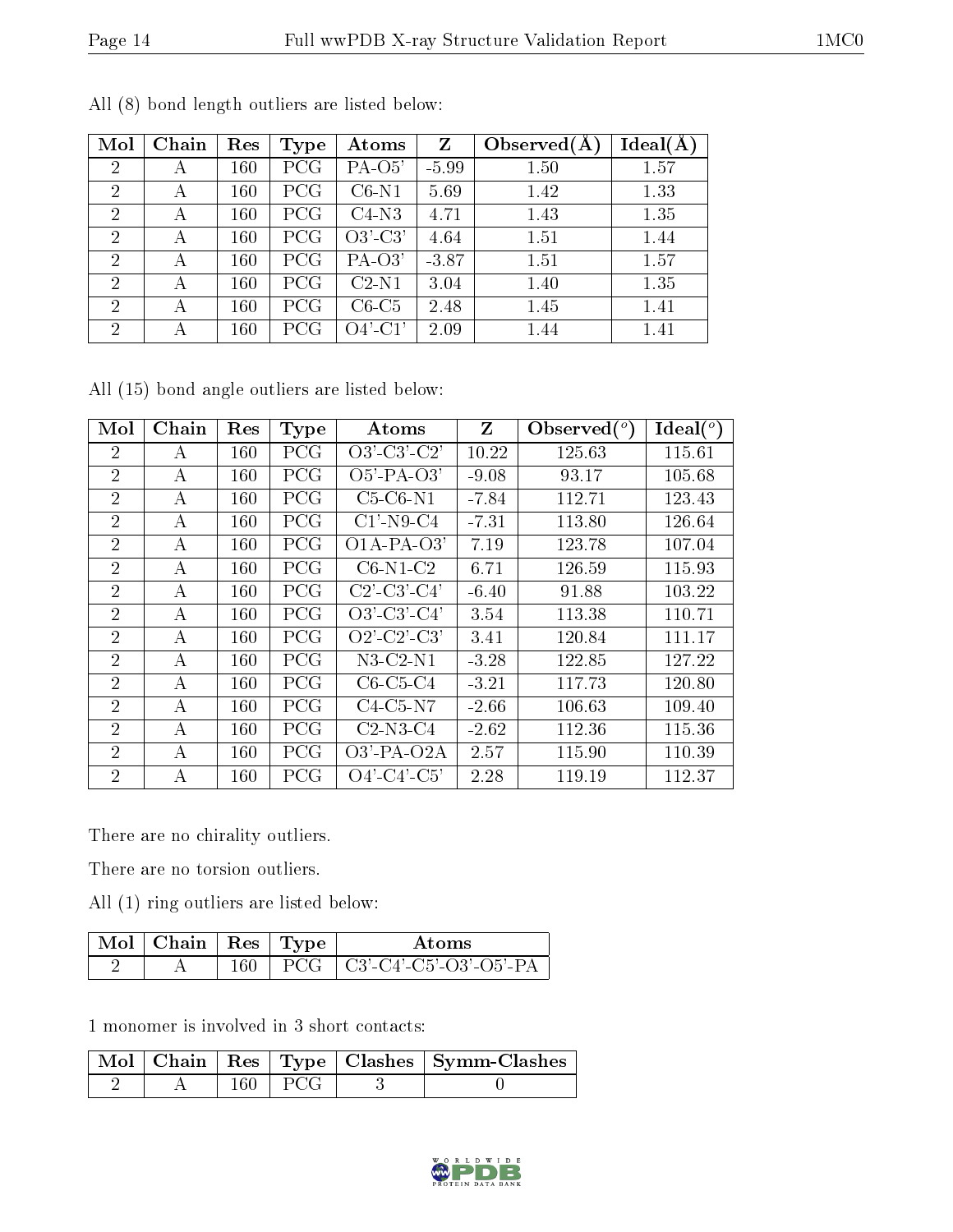All (8) bond length outliers are listed below:

| Mol | Chain | Res | Type | Atoms | Z | Observed(Å) | Ideal(Å) |
|---|---|---|---|---|---|---|---|
| 2 | A | 160 | PCG | PA-O5' | -5.99 | 1.50 | 1.57 |
| 2 | A | 160 | PCG | C6-N1 | 5.69 | 1.42 | 1.33 |
| 2 | A | 160 | PCG | C4-N3 | 4.71 | 1.43 | 1.35 |
| 2 | A | 160 | PCG | O3'-C3' | 4.64 | 1.51 | 1.44 |
| 2 | A | 160 | PCG | PA-O3' | -3.87 | 1.51 | 1.57 |
| 2 | A | 160 | PCG | C2-N1 | 3.04 | 1.40 | 1.35 |
| 2 | A | 160 | PCG | C6-C5 | 2.48 | 1.45 | 1.41 |
| 2 | A | 160 | PCG | O4'-C1' | 2.09 | 1.44 | 1.41 |

All (15) bond angle outliers are listed below:

| Mol | Chain | Res | Type | Atoms | Z | Observed(°) | Ideal(°) |
|---|---|---|---|---|---|---|---|
| 2 | A | 160 | PCG | O3'-C3'-C2' | 10.22 | 125.63 | 115.61 |
| 2 | A | 160 | PCG | O5'-PA-O3' | -9.08 | 93.17 | 105.68 |
| 2 | A | 160 | PCG | C5-C6-N1 | -7.84 | 112.71 | 123.43 |
| 2 | A | 160 | PCG | C1'-N9-C4 | -7.31 | 113.80 | 126.64 |
| 2 | A | 160 | PCG | O1A-PA-O3' | 7.19 | 123.78 | 107.04 |
| 2 | A | 160 | PCG | C6-N1-C2 | 6.71 | 126.59 | 115.93 |
| 2 | A | 160 | PCG | C2'-C3'-C4' | -6.40 | 91.88 | 103.22 |
| 2 | A | 160 | PCG | O3'-C3'-C4' | 3.54 | 113.38 | 110.71 |
| 2 | A | 160 | PCG | O2'-C2'-C3' | 3.41 | 120.84 | 111.17 |
| 2 | A | 160 | PCG | N3-C2-N1 | -3.28 | 122.85 | 127.22 |
| 2 | A | 160 | PCG | C6-C5-C4 | -3.21 | 117.73 | 120.80 |
| 2 | A | 160 | PCG | C4-C5-N7 | -2.66 | 106.63 | 109.40 |
| 2 | A | 160 | PCG | C2-N3-C4 | -2.62 | 112.36 | 115.36 |
| 2 | A | 160 | PCG | O3'-PA-O2A | 2.57 | 115.90 | 110.39 |
| 2 | A | 160 | PCG | O4'-C4'-C5' | 2.28 | 119.19 | 112.37 |

There are no chirality outliers.

There are no torsion outliers.

All (1) ring outliers are listed below:

| Mol | Chain | Res | Type | Atoms |
|---|---|---|---|---|
| 2 | A | 160 | PCG | C3'-C4'-C5'-O3'-O5'-PA |

1 monomer is involved in 3 short contacts:

| Mol | Chain | Res | Type | Clashes | Symm-Clashes |
|---|---|---|---|---|---|
| 2 | A | 160 | PCG | 3 | 0 |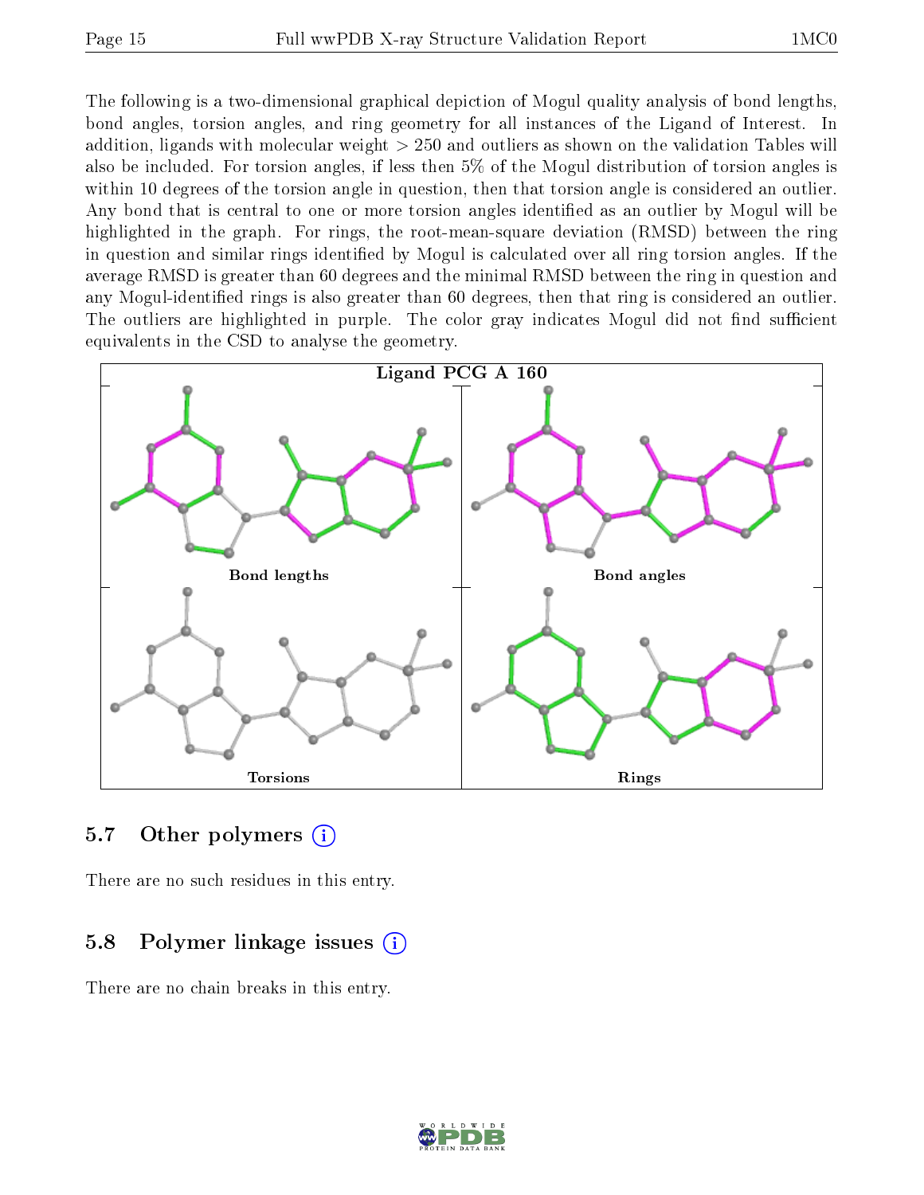The following is a two-dimensional graphical depiction of Mogul quality analysis of bond lengths, bond angles, torsion angles, and ring geometry for all instances of the Ligand of Interest. In addition, ligands with molecular weight > 250 and outliers as shown on the validation Tables will also be included. For torsion angles, if less then 5% of the Mogul distribution of torsion angles is within 10 degrees of the torsion angle in question, then that torsion angle is considered an outlier. Any bond that is central to one or more torsion angles identified as an outlier by Mogul will be highlighted in the graph. For rings, the root-mean-square deviation (RMSD) between the ring in question and similar rings identified by Mogul is calculated over all ring torsion angles. If the average RMSD is greater than 60 degrees and the minimal RMSD between the ring in question and any Mogul-identified rings is also greater than 60 degrees, then that ring is considered an outlier. The outliers are highlighted in purple. The color gray indicates Mogul did not find sufficient equivalents in the CSD to analyse the geometry.

Ligand PCG A 160

Bond lengths

Bond angles

Torsions

Rings

## 5.7 Other polymers

There are no such residues in this entry.

## 5.8 Polymer linkage issues

There are no chain breaks in this entry.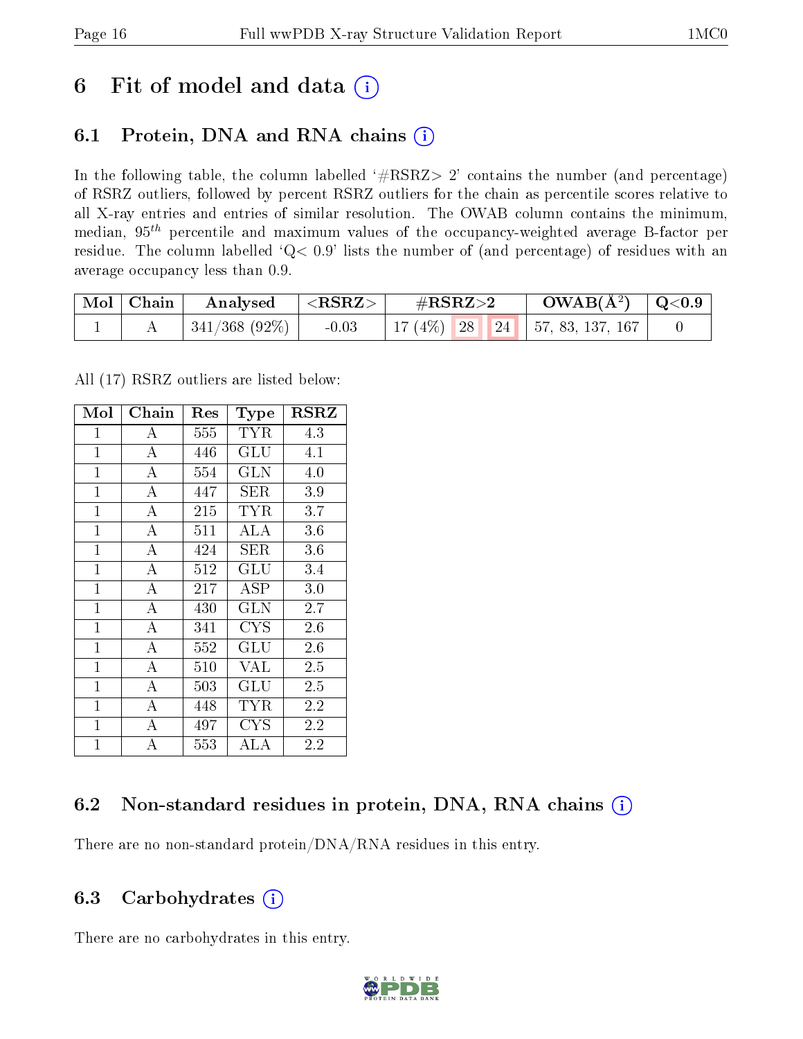# 6 Fit of model and data

## 6.1 Protein, DNA and RNA chains

In the following table, the column labelled '#RSRZ> 2' contains the number (and percentage) of RSRZ outliers, followed by percent RSRZ outliers for the chain as percentile scores relative to all X-ray entries and entries of similar resolution. The OWAB column contains the minimum, median, $95^{th}$ percentile and maximum values of the occupancy-weighted average B-factor per residue. The column labelled 'Q< 0.9' lists the number of (and percentage) of residues with an average occupancy less than 0.9.

| Mol | Chain | Analysed | <RSRZ> | #RSRZ>2 | | | OWAB(Å$^2$) | Q<0.9 |
|---|---|---|---|---|---|---|---|---|
| 1 | A | 341/368 (92%) | -0.03 | 17 (4%) | 28 | 24 | 57, 83, 137, 167 | 0 |

All (17) RSRZ outliers are listed below:

| Mol | Chain | Res | Type | RSRZ |
|---|---|---|---|---|
| 1 | A | 555 | TYR | 4.3 |
| 1 | A | 446 | GLU | 4.1 |
| 1 | A | 554 | GLN | 4.0 |
| 1 | A | 447 | SER | 3.9 |
| 1 | A | 215 | TYR | 3.7 |
| 1 | A | 511 | ALA | 3.6 |
| 1 | A | 424 | SER | 3.6 |
| 1 | A | 512 | GLU | 3.4 |
| 1 | A | 217 | ASP | 3.0 |
| 1 | A | 430 | GLN | 2.7 |
| 1 | A | 341 | CYS | 2.6 |
| 1 | A | 552 | GLU | 2.6 |
| 1 | A | 510 | VAL | 2.5 |
| 1 | A | 503 | GLU | 2.5 |
| 1 | A | 448 | TYR | 2.2 |
| 1 | A | 497 | CYS | 2.2 |
| 1 | A | 553 | ALA | 2.2 |

## 6.2 Non-standard residues in protein, DNA, RNA chains

There are no non-standard protein/DNA/RNA residues in this entry.

## 6.3 Carbohydrates

There are no carbohydrates in this entry.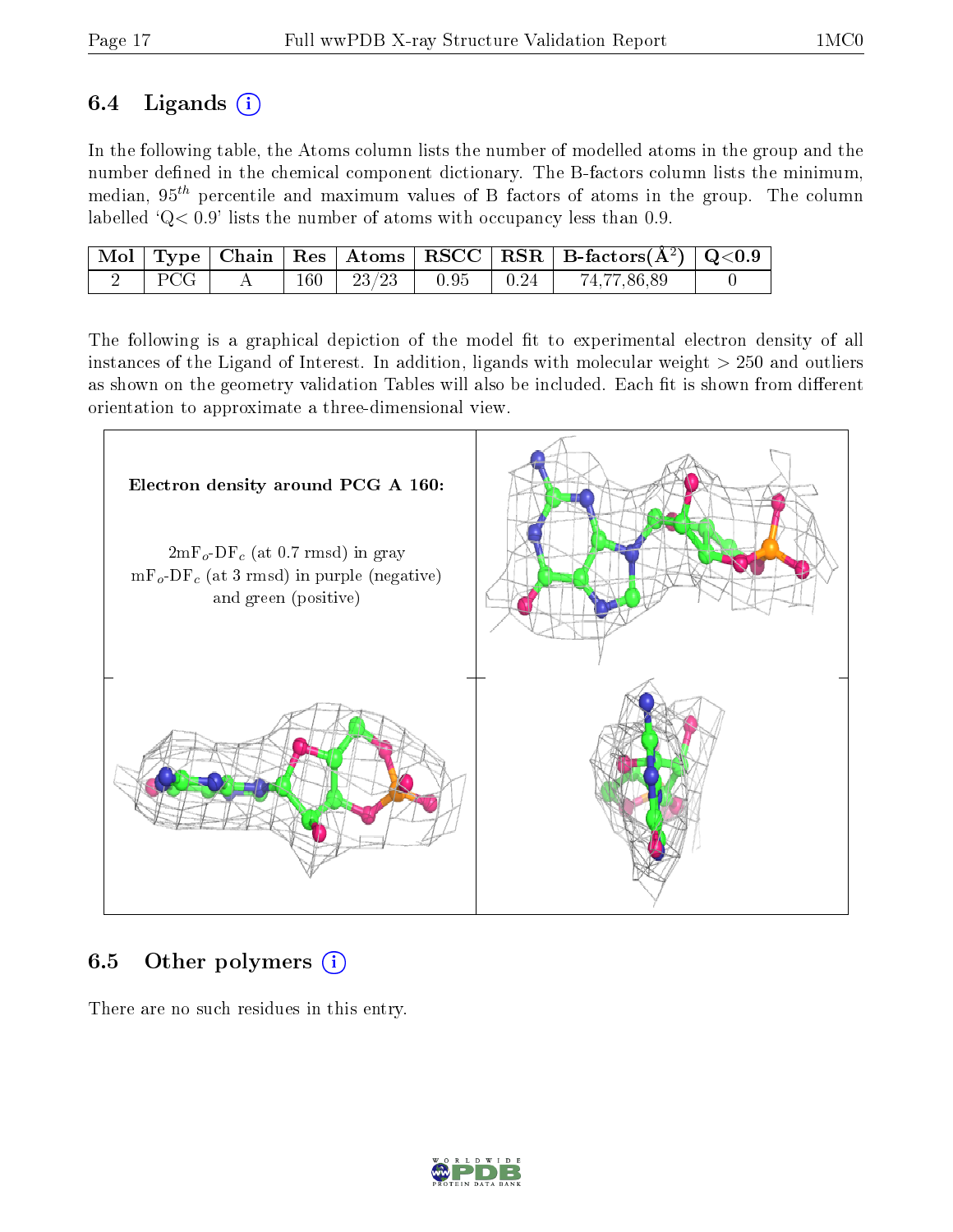## 6.4 Ligands (i)

In the following table, the Atoms column lists the number of modelled atoms in the group and the number defined in the chemical component dictionary. The B-factors column lists the minimum, median, $95^{th}$ percentile and maximum values of B factors of atoms in the group. The column labelled 'Q< 0.9' lists the number of atoms with occupancy less than 0.9.

| Mol | Type | Chain | Res | Atoms | RSCC | RSR | B-factors($Å^2$) | Q<0.9 |
|---|---|---|---|---|---|---|---|---|
| 2 | PCG | A | 160 | 23/23 | 0.95 | 0.24 | 74,77,86,89 | 0 |

The following is a graphical depiction of the model fit to experimental electron density of all instances of the Ligand of Interest. In addition, ligands with molecular weight > 250 and outliers as shown on the geometry validation Tables will also be included. Each fit is shown from different orientation to approximate a three-dimensional view.

**Electron density around PCG A 160:**

$2mF_o$-$DF_c$ (at 0.7 rmsd) in gray
$mF_o$-$DF_c$ (at 3 rmsd) in purple (negative) and green (positive)

## 6.5 Other polymers (i)

There are no such residues in this entry.